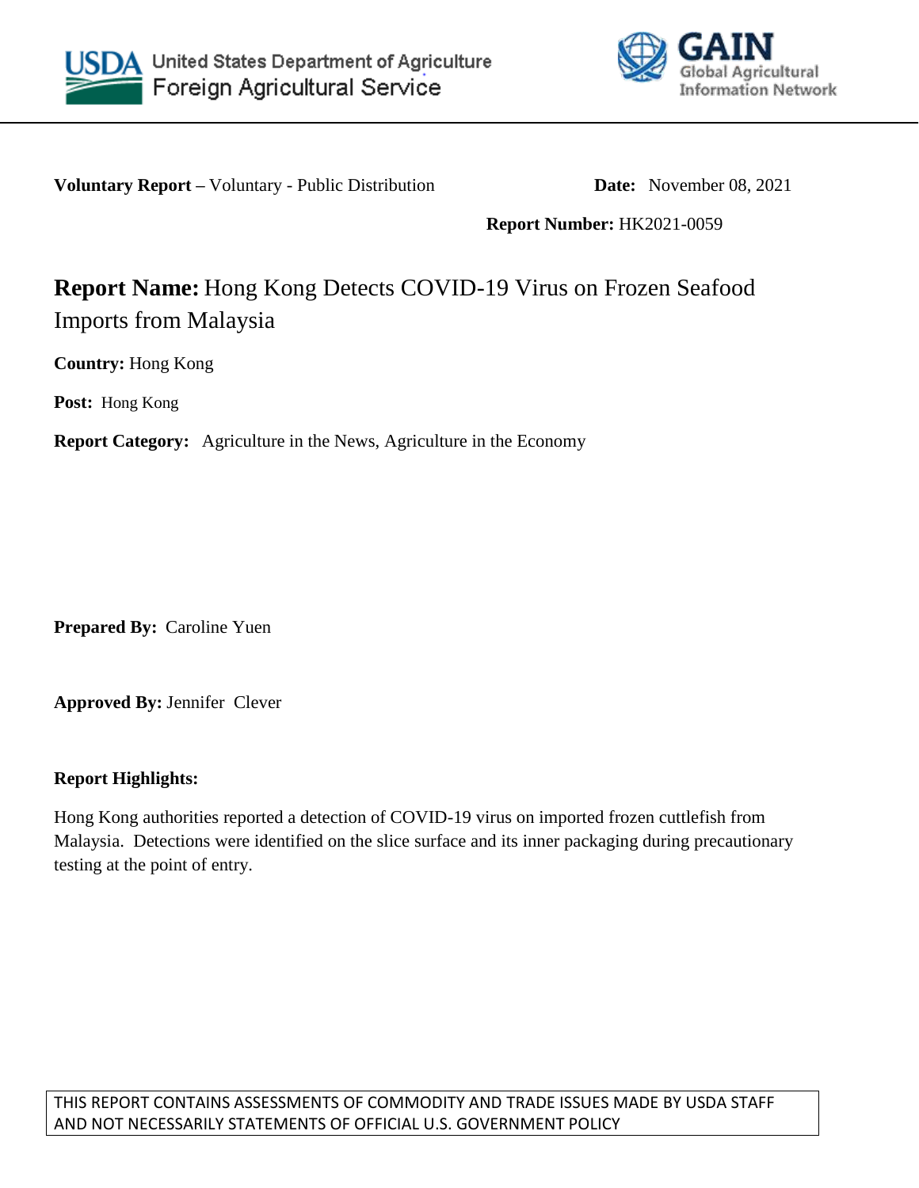United States Department of Agriculture
Foreign Agricultural Service

GAIN
Global Agricultural Information Network

**Voluntary Report –** Voluntary - Public Distribution **Date:** November 08, 2021

**Report Number:** HK2021-0059

# **Report Name:** Hong Kong Detects COVID-19 Virus on Frozen Seafood Imports from Malaysia

**Country:** Hong Kong

**Post:** Hong Kong

**Report Category:** Agriculture in the News, Agriculture in the Economy

**Prepared By:** Caroline Yuen

**Approved By:** Jennifer Clever

**Report Highlights:**

Hong Kong authorities reported a detection of COVID-19 virus on imported frozen cuttlefish from Malaysia. Detections were identified on the slice surface and its inner packaging during precautionary testing at the point of entry.

THIS REPORT CONTAINS ASSESSMENTS OF COMMODITY AND TRADE ISSUES MADE BY USDA STAFF AND NOT NECESSARILY STATEMENTS OF OFFICIAL U.S. GOVERNMENT POLICY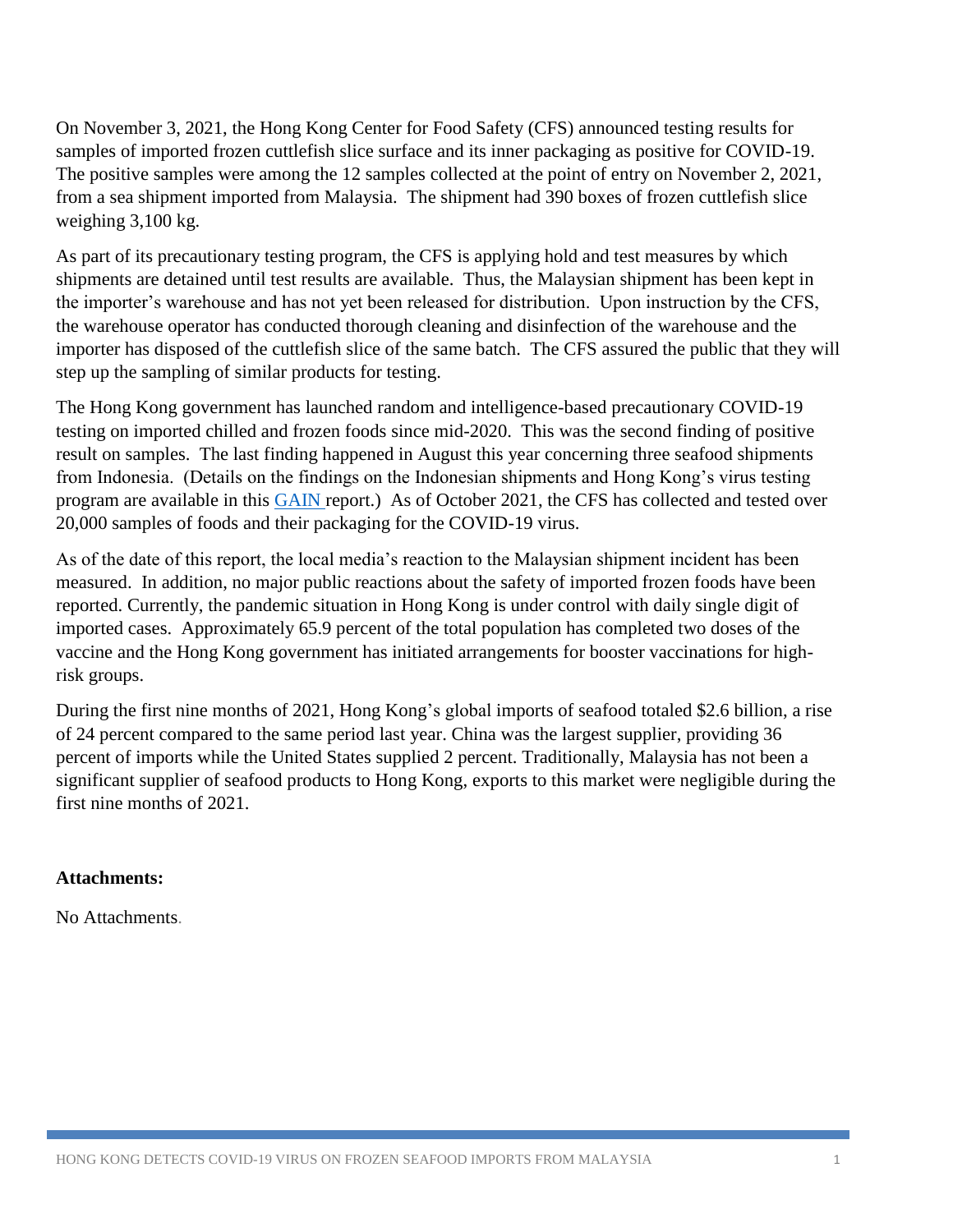On November 3, 2021, the Hong Kong Center for Food Safety (CFS) announced testing results for samples of imported frozen cuttlefish slice surface and its inner packaging as positive for COVID-19. The positive samples were among the 12 samples collected at the point of entry on November 2, 2021, from a sea shipment imported from Malaysia. The shipment had 390 boxes of frozen cuttlefish slice weighing 3,100 kg.

As part of its precautionary testing program, the CFS is applying hold and test measures by which shipments are detained until test results are available. Thus, the Malaysian shipment has been kept in the importer's warehouse and has not yet been released for distribution. Upon instruction by the CFS, the warehouse operator has conducted thorough cleaning and disinfection of the warehouse and the importer has disposed of the cuttlefish slice of the same batch. The CFS assured the public that they will step up the sampling of similar products for testing.

The Hong Kong government has launched random and intelligence-based precautionary COVID-19 testing on imported chilled and frozen foods since mid-2020. This was the second finding of positive result on samples. The last finding happened in August this year concerning three seafood shipments from Indonesia. (Details on the findings on the Indonesian shipments and Hong Kong's virus testing program are available in this GAIN report.) As of October 2021, the CFS has collected and tested over 20,000 samples of foods and their packaging for the COVID-19 virus.

As of the date of this report, the local media's reaction to the Malaysian shipment incident has been measured. In addition, no major public reactions about the safety of imported frozen foods have been reported. Currently, the pandemic situation in Hong Kong is under control with daily single digit of imported cases. Approximately 65.9 percent of the total population has completed two doses of the vaccine and the Hong Kong government has initiated arrangements for booster vaccinations for high-risk groups.

During the first nine months of 2021, Hong Kong's global imports of seafood totaled $2.6 billion, a rise of 24 percent compared to the same period last year. China was the largest supplier, providing 36 percent of imports while the United States supplied 2 percent. Traditionally, Malaysia has not been a significant supplier of seafood products to Hong Kong, exports to this market were negligible during the first nine months of 2021.

**Attachments:**

No Attachments.